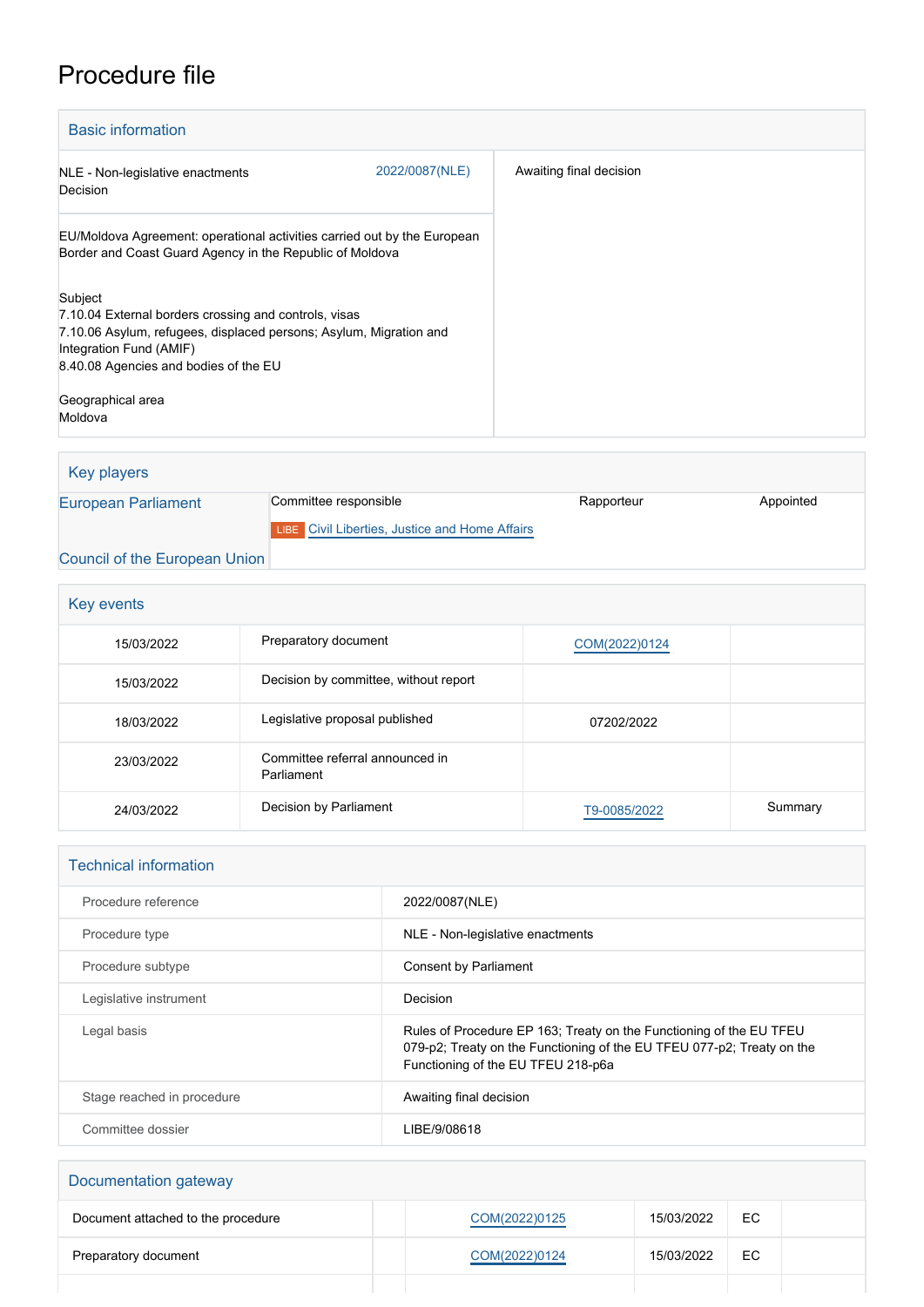# Procedure file

## Basic information

| | | |
|---|---|---|
| NLE - Non-legislative enactments<br>Decision | 2022/0087(NLE) | Awaiting final decision |
| EU/Moldova Agreement: operational activities carried out by the European Border and Coast Guard Agency in the Republic of Moldova<br><br>Subject<br>7.10.04 External borders crossing and controls, visas<br>7.10.06 Asylum, refugees, displaced persons; Asylum, Migration and Integration Fund (AMIF)<br>8.40.08 Agencies and bodies of the EU<br><br>Geographical area<br>Moldova | | |

## Key players

| | | | |
|---|---|---|---|
| European Parliament | Committee responsible | Rapporteur | Appointed |
| | LIBE Civil Liberties, Justice and Home Affairs | | |
| Council of the European Union | | | |

## Key events

| | | | |
|---|---|---|---|
| 15/03/2022 | Preparatory document | COM(2022)0124 | |
| 15/03/2022 | Decision by committee, without report | | |
| 18/03/2022 | Legislative proposal published | 07202/2022 | |
| 23/03/2022 | Committee referral announced in Parliament | | |
| 24/03/2022 | Decision by Parliament | T9-0085/2022 | Summary |

## Technical information

| | |
|---|---|
| Procedure reference | 2022/0087(NLE) |
| Procedure type | NLE - Non-legislative enactments |
| Procedure subtype | Consent by Parliament |
| Legislative instrument | Decision |
| Legal basis | Rules of Procedure EP 163; Treaty on the Functioning of the EU TFEU 079-p2; Treaty on the Functioning of the EU TFEU 077-p2; Treaty on the Functioning of the EU TFEU 218-p6a |
| Stage reached in procedure | Awaiting final decision |
| Committee dossier | LIBE/9/08618 |

## Documentation gateway

| | | | | | |
|---|---|---|---|---|---|
| Document attached to the procedure | | COM(2022)0125 | 15/03/2022 | EC | |
| Preparatory document | | COM(2022)0124 | 15/03/2022 | EC | |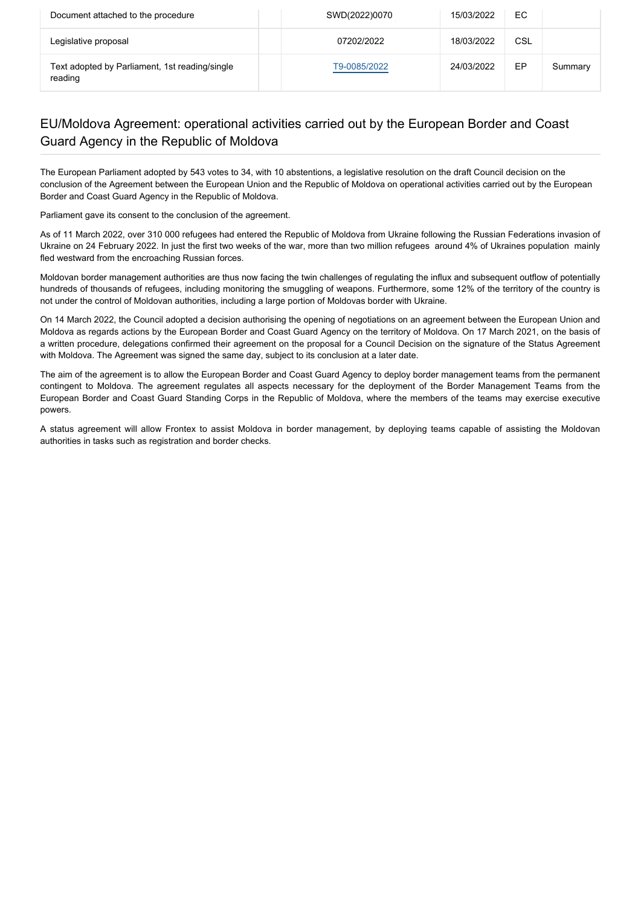| | | | | | |
|---|---|---|---|---|---|
| Document attached to the procedure | | SWD(2022)0070 | 15/03/2022 | EC | |
| Legislative proposal | | 07202/2022 | 18/03/2022 | CSL | |
| Text adopted by Parliament, 1st reading/single reading | | T9-0085/2022 | 24/03/2022 | EP | Summary |

## EU/Moldova Agreement: operational activities carried out by the European Border and Coast Guard Agency in the Republic of Moldova

The European Parliament adopted by 543 votes to 34, with 10 abstentions, a legislative resolution on the draft Council decision on the conclusion of the Agreement between the European Union and the Republic of Moldova on operational activities carried out by the European Border and Coast Guard Agency in the Republic of Moldova.

Parliament gave its consent to the conclusion of the agreement.

As of 11 March 2022, over 310 000 refugees had entered the Republic of Moldova from Ukraine following the Russian Federations invasion of Ukraine on 24 February 2022. In just the first two weeks of the war, more than two million refugees around 4% of Ukraines population mainly fled westward from the encroaching Russian forces.

Moldovan border management authorities are thus now facing the twin challenges of regulating the influx and subsequent outflow of potentially hundreds of thousands of refugees, including monitoring the smuggling of weapons. Furthermore, some 12% of the territory of the country is not under the control of Moldovan authorities, including a large portion of Moldovas border with Ukraine.

On 14 March 2022, the Council adopted a decision authorising the opening of negotiations on an agreement between the European Union and Moldova as regards actions by the European Border and Coast Guard Agency on the territory of Moldova. On 17 March 2021, on the basis of a written procedure, delegations confirmed their agreement on the proposal for a Council Decision on the signature of the Status Agreement with Moldova. The Agreement was signed the same day, subject to its conclusion at a later date.

The aim of the agreement is to allow the European Border and Coast Guard Agency to deploy border management teams from the permanent contingent to Moldova. The agreement regulates all aspects necessary for the deployment of the Border Management Teams from the European Border and Coast Guard Standing Corps in the Republic of Moldova, where the members of the teams may exercise executive powers.

A status agreement will allow Frontex to assist Moldova in border management, by deploying teams capable of assisting the Moldovan authorities in tasks such as registration and border checks.